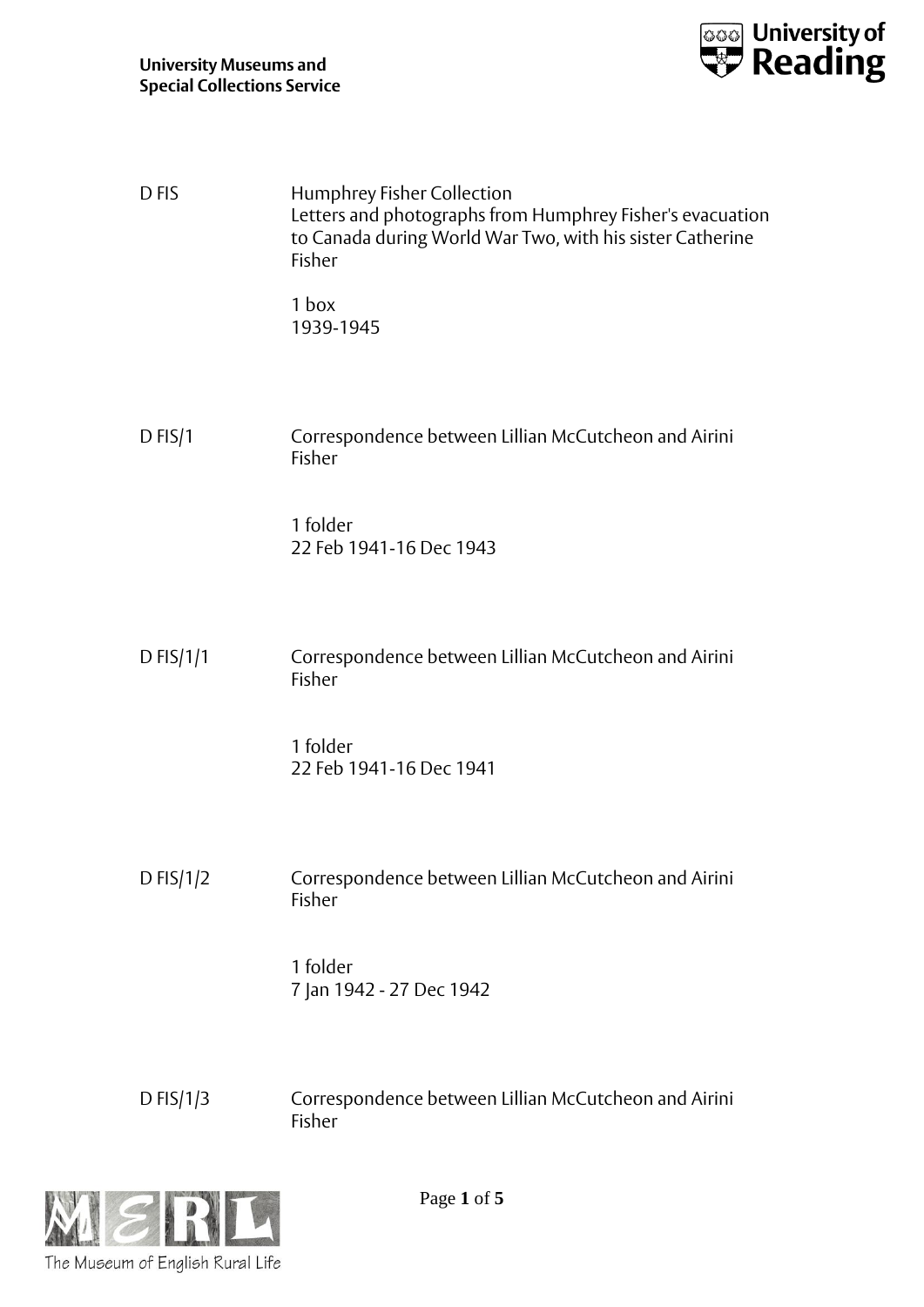D FIS

Humphrey Fisher Collection
Letters and photographs from Humphrey Fisher's evacuation to Canada during World War Two, with his sister Catherine Fisher

1 box
1939-1945

D FIS/1

Correspondence between Lillian McCutcheon and Airini Fisher

1 folder
22 Feb 1941-16 Dec 1943

D FIS/1/1

Correspondence between Lillian McCutcheon and Airini Fisher

1 folder
22 Feb 1941-16 Dec 1941

D FIS/1/2

Correspondence between Lillian McCutcheon and Airini Fisher

1 folder
7 Jan 1942 - 27 Dec 1942

D FIS/1/3

Correspondence between Lillian McCutcheon and Airini Fisher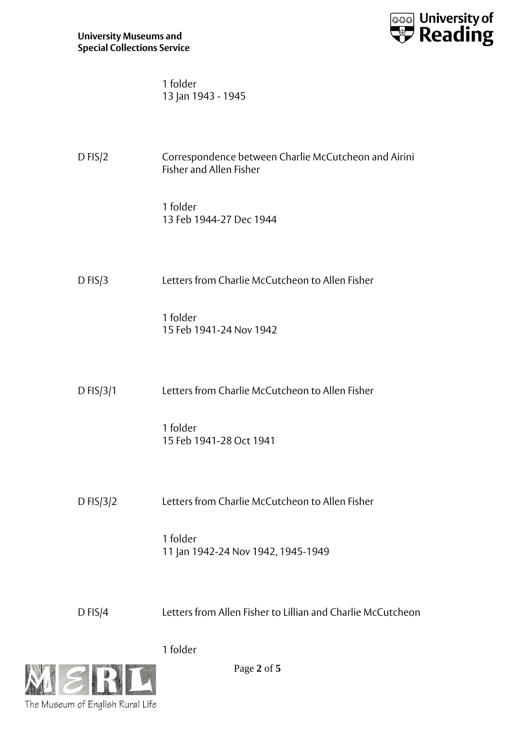1 folder
13 Jan 1943 - 1945

| | |
|---|---|
| D FIS/2 | Correspondence between Charlie McCutcheon and Airini Fisher and Allen Fisher<br><br>1 folder<br>13 Feb 1944-27 Dec 1944 |
| D FIS/3 | Letters from Charlie McCutcheon to Allen Fisher<br><br>1 folder<br>15 Feb 1941-24 Nov 1942 |
| D FIS/3/1 | Letters from Charlie McCutcheon to Allen Fisher<br><br>1 folder<br>15 Feb 1941-28 Oct 1941 |
| D FIS/3/2 | Letters from Charlie McCutcheon to Allen Fisher<br><br>1 folder<br>11 Jan 1942-24 Nov 1942, 1945-1949 |
| D FIS/4 | Letters from Allen Fisher to Lillian and Charlie McCutcheon<br><br>1 folder |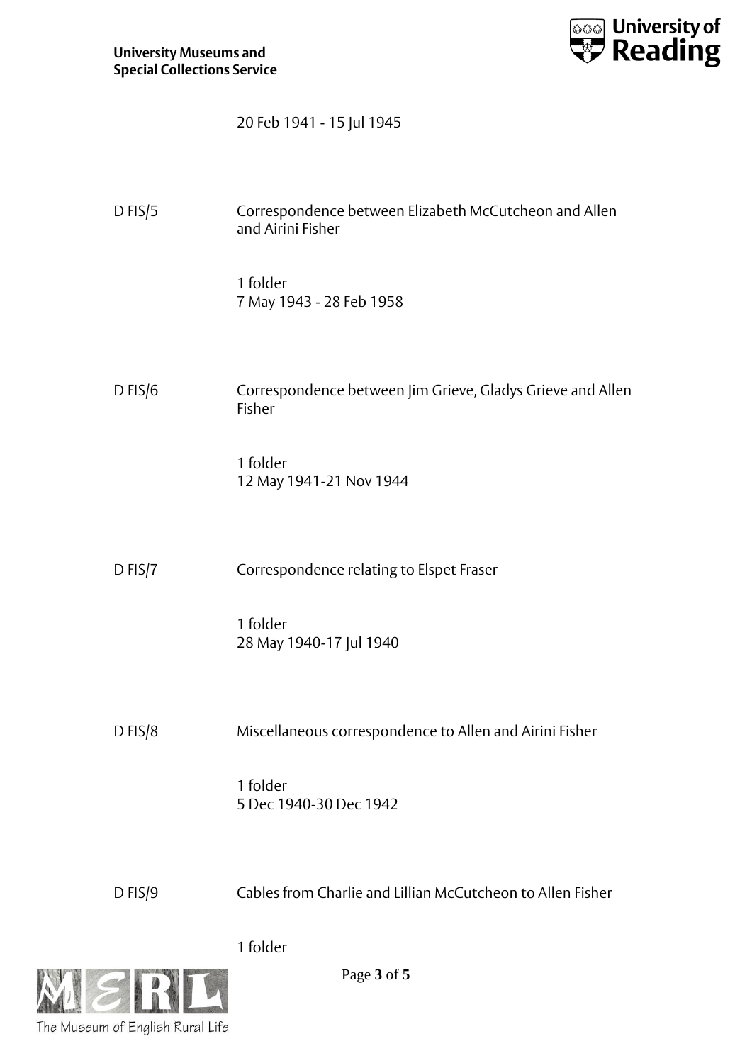20 Feb 1941 - 15 Jul 1945

D FIS/5 Correspondence between Elizabeth McCutcheon and Allen and Airini Fisher

1 folder
7 May 1943 - 28 Feb 1958

D FIS/6 Correspondence between Jim Grieve, Gladys Grieve and Allen Fisher

1 folder
12 May 1941-21 Nov 1944

D FIS/7 Correspondence relating to Elspet Fraser

1 folder
28 May 1940-17 Jul 1940

D FIS/8 Miscellaneous correspondence to Allen and Airini Fisher

1 folder
5 Dec 1940-30 Dec 1942

D FIS/9 Cables from Charlie and Lillian McCutcheon to Allen Fisher

1 folder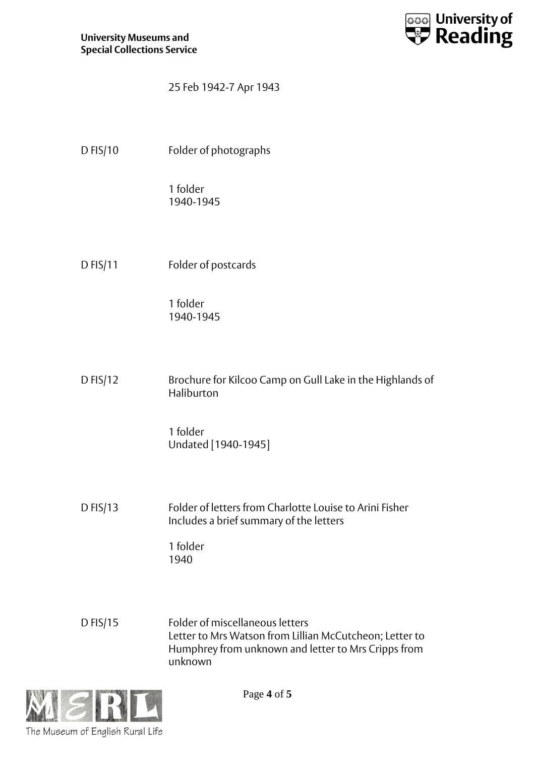25 Feb 1942-7 Apr 1943

| | |
|---|---|
| D FIS/10 | Folder of photographs<br><br>1 folder<br>1940-1945 |
| D FIS/11 | Folder of postcards<br><br>1 folder<br>1940-1945 |
| D FIS/12 | Brochure for Kilcoo Camp on Gull Lake in the Highlands of Haliburton<br><br>1 folder<br>Undated [1940-1945] |
| D FIS/13 | Folder of letters from Charlotte Louise to Arini Fisher<br>Includes a brief summary of the letters<br><br>1 folder<br>1940 |
| D FIS/15 | Folder of miscellaneous letters<br>Letter to Mrs Watson from Lillian McCutcheon; Letter to Humphrey from unknown and letter to Mrs Cripps from unknown |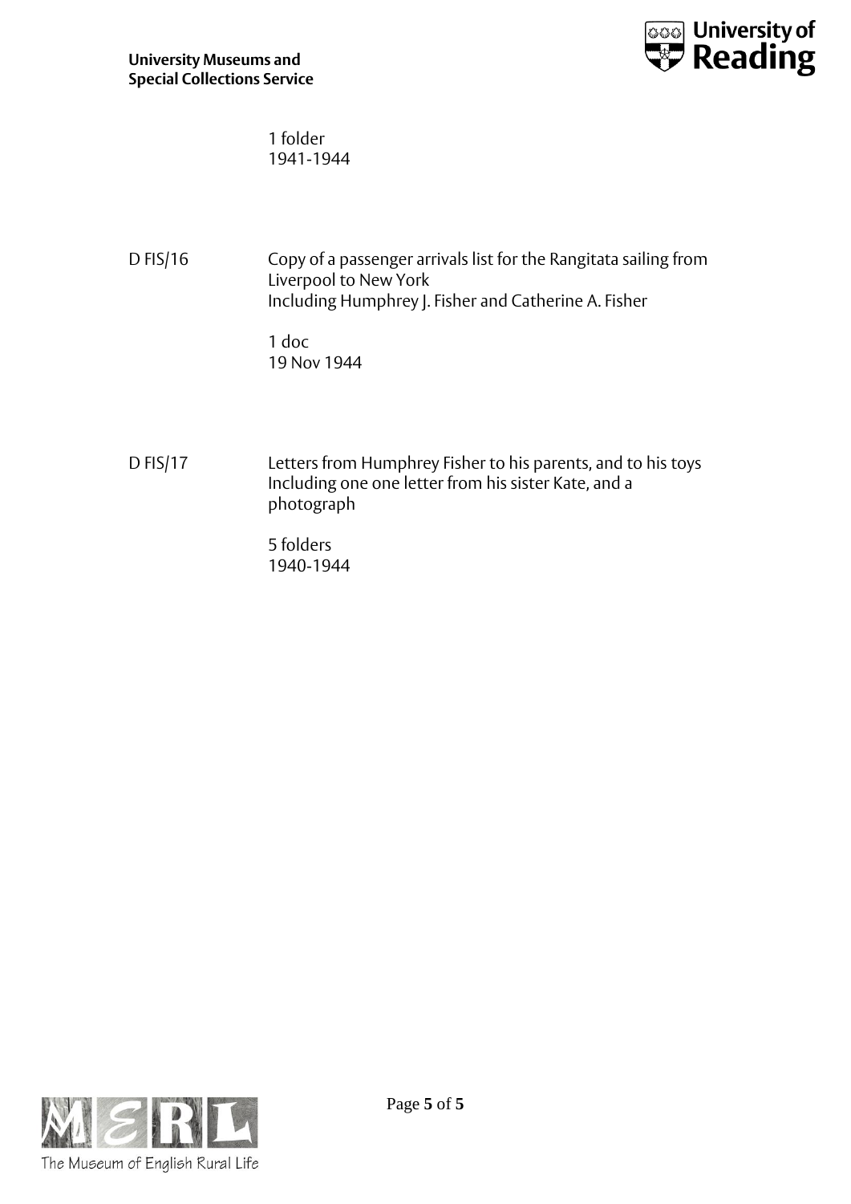1 folder
1941-1944

| | |
|---|---|
| D FIS/16 | Copy of a passenger arrivals list for the Rangitata sailing from Liverpool to New York<br>Including Humphrey J. Fisher and Catherine A. Fisher<br><br>1 doc<br>19 Nov 1944 |
| D FIS/17 | Letters from Humphrey Fisher to his parents, and to his toys<br>Including one one letter from his sister Kate, and a photograph<br><br>5 folders<br>1940-1944 |